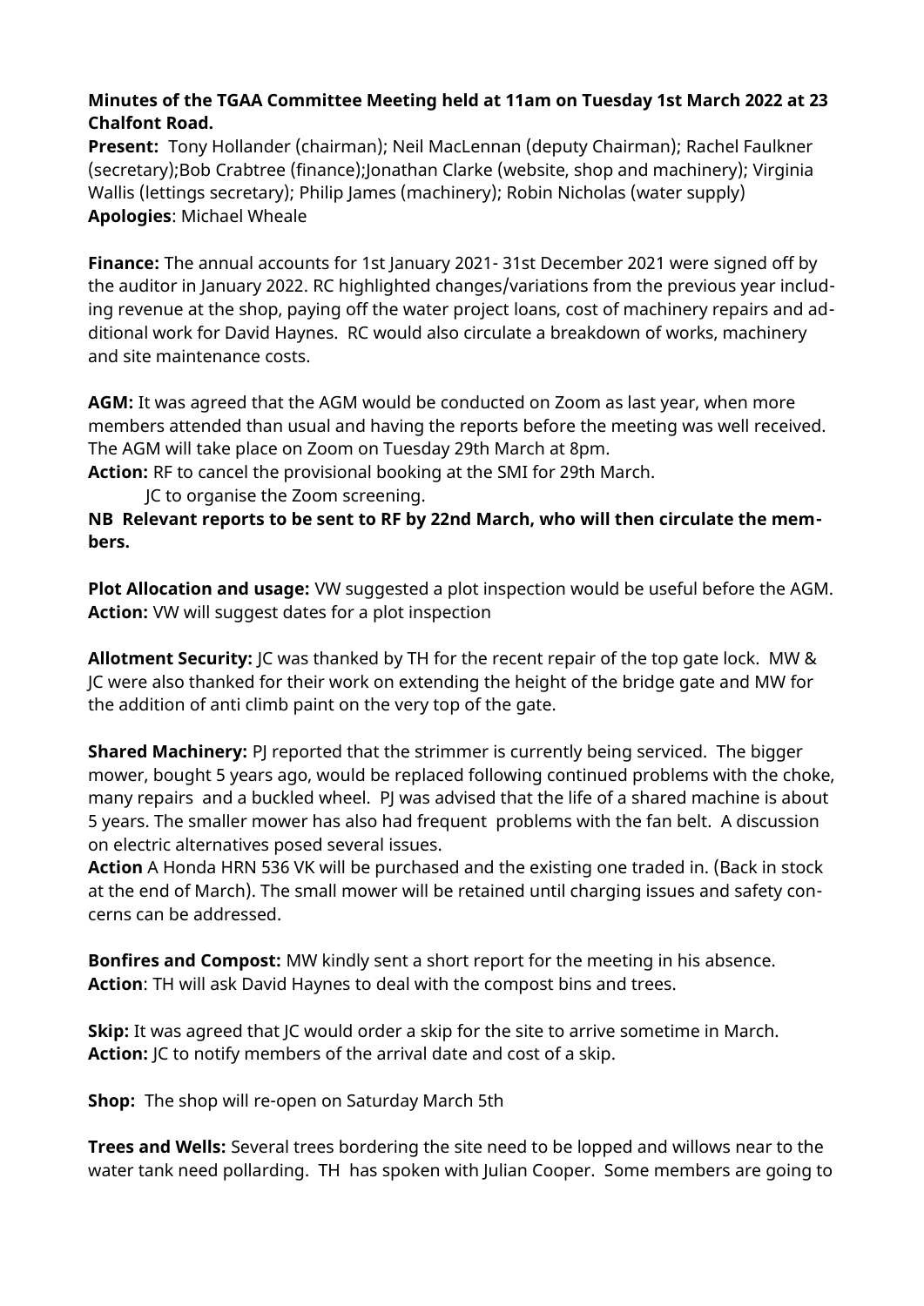**Minutes of the TGAA Committee Meeting held at 11am on Tuesday 1st March 2022 at 23 Chalfont Road.**

**Present:** Tony Hollander (chairman); Neil MacLennan (deputy Chairman); Rachel Faulkner (secretary);Bob Crabtree (finance);Jonathan Clarke (website, shop and machinery); Virginia Wallis (lettings secretary); Philip James (machinery); Robin Nicholas (water supply)
**Apologies**: Michael Wheale

**Finance:** The annual accounts for 1st January 2021- 31st December 2021 were signed off by the auditor in January 2022. RC highlighted changes/variations from the previous year including revenue at the shop, paying off the water project loans, cost of machinery repairs and additional work for David Haynes. RC would also circulate a breakdown of works, machinery and site maintenance costs.

**AGM:** It was agreed that the AGM would be conducted on Zoom as last year, when more members attended than usual and having the reports before the meeting was well received. The AGM will take place on Zoom on Tuesday 29th March at 8pm.
**Action:** RF to cancel the provisional booking at the SMI for 29th March.
JC to organise the Zoom screening.
**NB Relevant reports to be sent to RF by 22nd March, who will then circulate the members.**

**Plot Allocation and usage:** VW suggested a plot inspection would be useful before the AGM.
**Action:** VW will suggest dates for a plot inspection

**Allotment Security:** JC was thanked by TH for the recent repair of the top gate lock. MW & JC were also thanked for their work on extending the height of the bridge gate and MW for the addition of anti climb paint on the very top of the gate.

**Shared Machinery:** PJ reported that the strimmer is currently being serviced. The bigger mower, bought 5 years ago, would be replaced following continued problems with the choke, many repairs and a buckled wheel. PJ was advised that the life of a shared machine is about 5 years. The smaller mower has also had frequent problems with the fan belt. A discussion on electric alternatives posed several issues.
**Action** A Honda HRN 536 VK will be purchased and the existing one traded in. (Back in stock at the end of March). The small mower will be retained until charging issues and safety concerns can be addressed.

**Bonfires and Compost:** MW kindly sent a short report for the meeting in his absence.
**Action**: TH will ask David Haynes to deal with the compost bins and trees.

**Skip:** It was agreed that JC would order a skip for the site to arrive sometime in March.
**Action:** JC to notify members of the arrival date and cost of a skip.

**Shop:** The shop will re-open on Saturday March 5th

**Trees and Wells:** Several trees bordering the site need to be lopped and willows near to the water tank need pollarding. TH has spoken with Julian Cooper. Some members are going to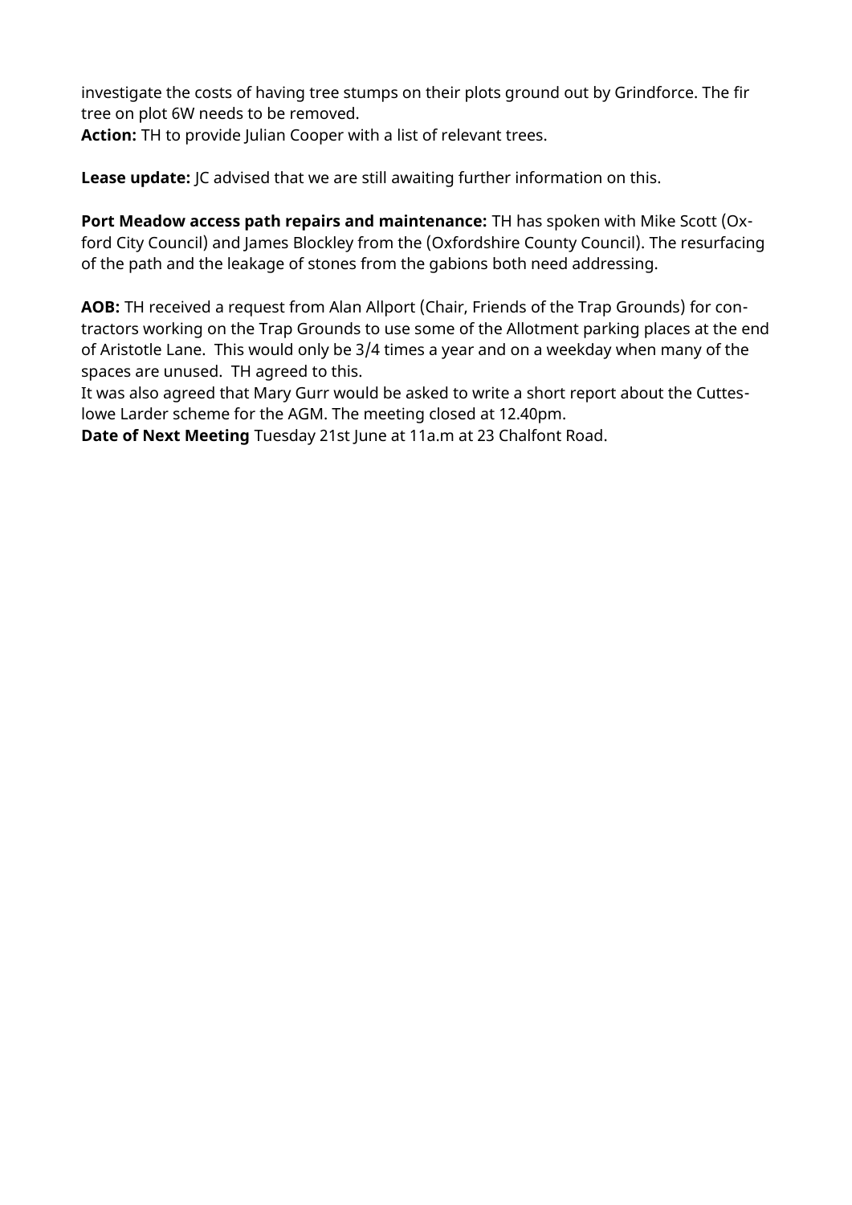investigate the costs of having tree stumps on their plots ground out by Grindforce. The fir tree on plot 6W needs to be removed.
**Action:** TH to provide Julian Cooper with a list of relevant trees.

**Lease update:** JC advised that we are still awaiting further information on this.

**Port Meadow access path repairs and maintenance:** TH has spoken with Mike Scott (Oxford City Council) and James Blockley from the (Oxfordshire County Council). The resurfacing of the path and the leakage of stones from the gabions both need addressing.

**AOB:** TH received a request from Alan Allport (Chair, Friends of the Trap Grounds) for contractors working on the Trap Grounds to use some of the Allotment parking places at the end of Aristotle Lane. This would only be 3/4 times a year and on a weekday when many of the spaces are unused. TH agreed to this.
It was also agreed that Mary Gurr would be asked to write a short report about the Cutteslowe Larder scheme for the AGM. The meeting closed at 12.40pm.
**Date of Next Meeting** Tuesday 21st June at 11a.m at 23 Chalfont Road.